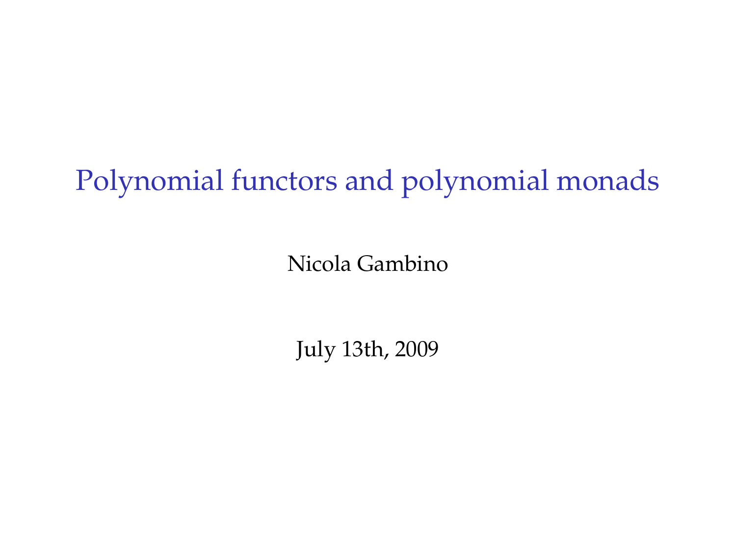# Polynomial functors and polynomial monads

Nicola Gambino

July 13th, 2009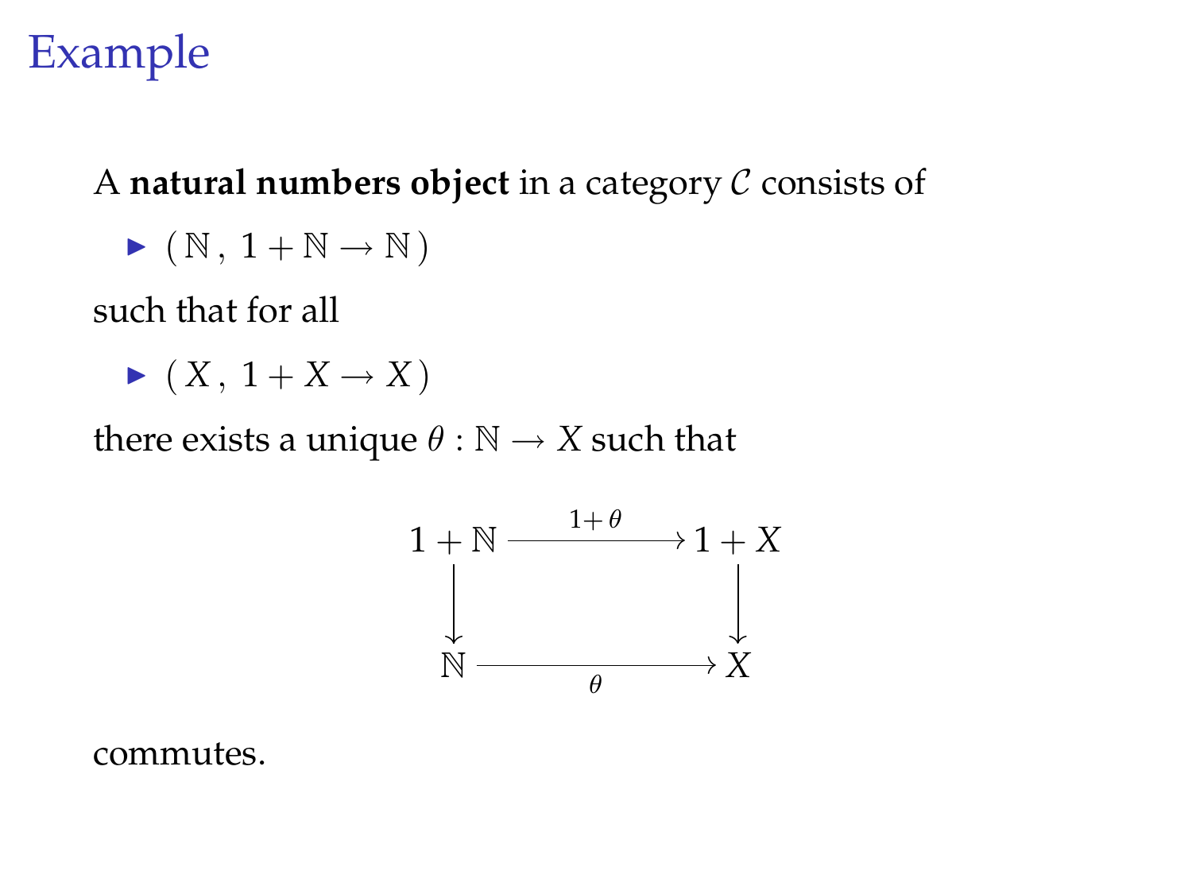# Example

A **natural numbers object** in a category $\mathcal{C}$ consists of

- $(\, \mathbb{N}\, ,\ 1 + \mathbb{N} \to \mathbb{N}\, )$

such that for all

- $(\, X\, ,\ 1 + X \to X\, )$

there exists a unique $\theta : \mathbb{N} \to X$ such that

$$
\begin{array}{ccc}
1 + \mathbb{N} & \xrightarrow{\ 1+\theta\ } & 1 + X \\
\big\downarrow & & \big\downarrow \\
\mathbb{N} & \xrightarrow[\ \theta\ ]{} & X
\end{array}
$$

commutes.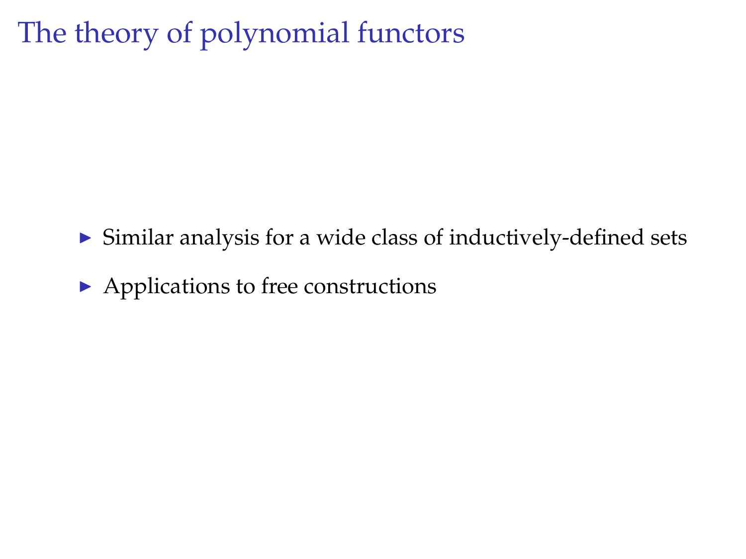# The theory of polynomial functors

- Similar analysis for a wide class of inductively-defined sets
- Applications to free constructions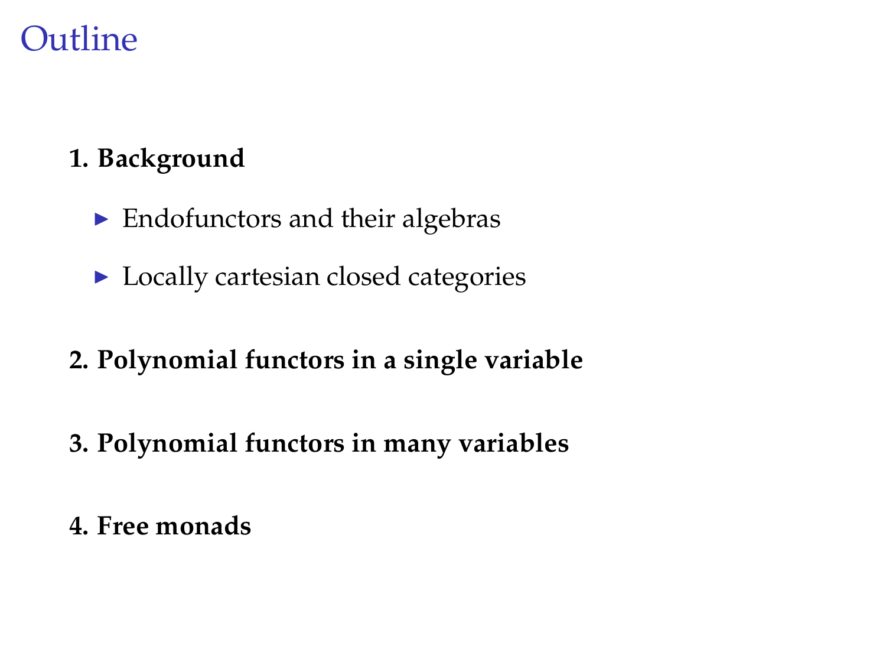# Outline

**1. Background**

- Endofunctors and their algebras
- Locally cartesian closed categories

**2. Polynomial functors in a single variable**

**3. Polynomial functors in many variables**

**4. Free monads**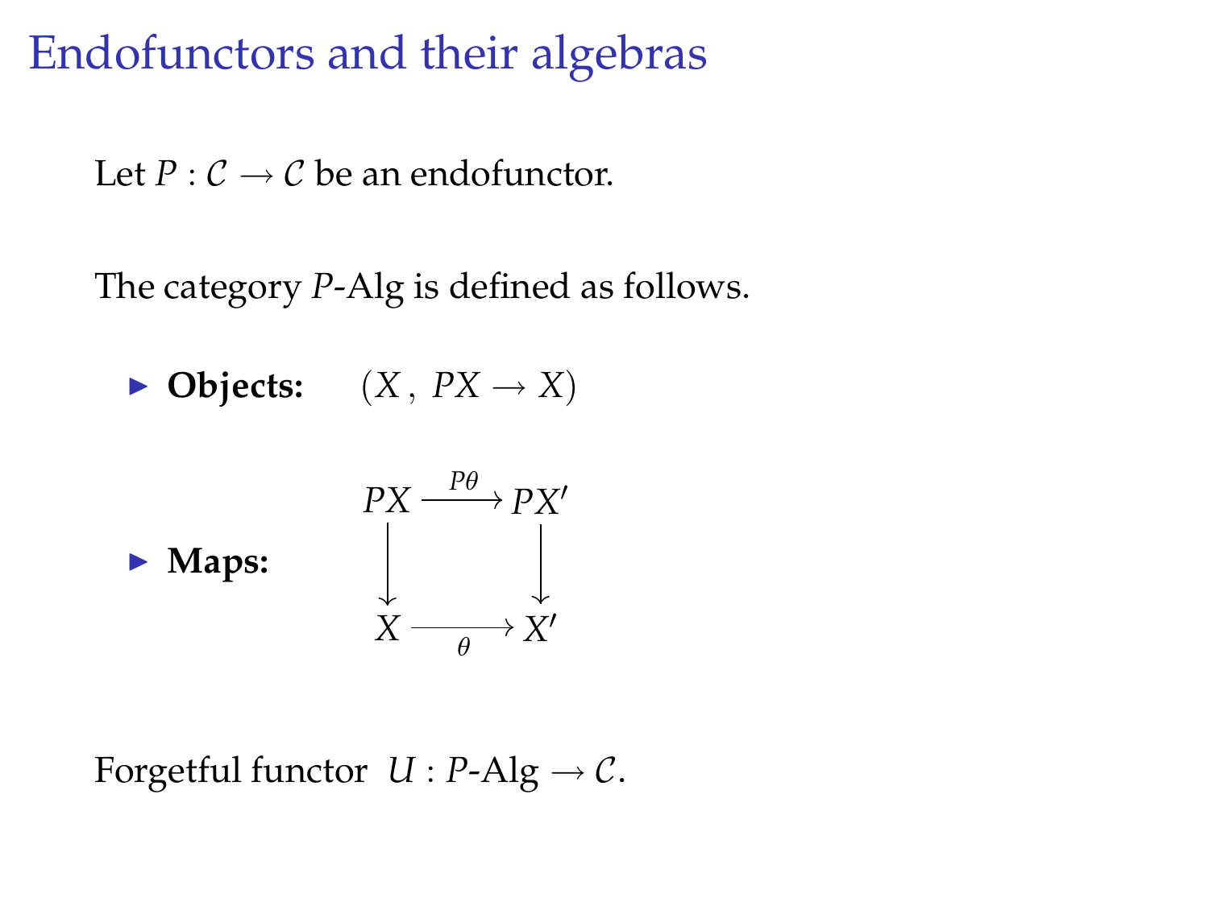# Endofunctors and their algebras

Let $P : \mathcal{C} \to \mathcal{C}$ be an endofunctor.

The category $P$-Alg is defined as follows.

- **Objects:** $(X\,,\; PX \to X)$
- **Maps:**

$$
\begin{array}{ccc}
PX & \xrightarrow{P\theta} & PX' \\
\downarrow & & \downarrow \\
X & \xrightarrow[\theta]{} & X'
\end{array}
$$

Forgetful functor $U : P\text{-Alg} \to \mathcal{C}$.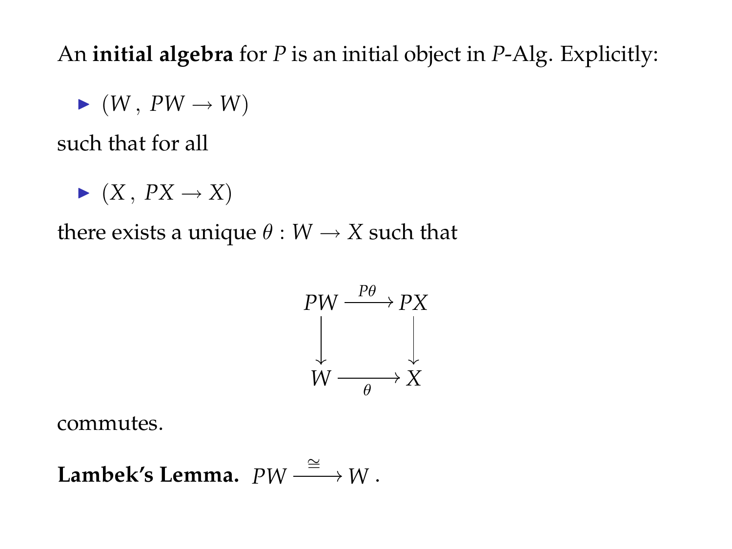An **initial algebra** for $P$ is an initial object in $P$-Alg. Explicitly:

- $(W\,,\ PW \to W)$

such that for all

- $(X\,,\ PX \to X)$

there exists a unique $\theta : W \to X$ such that

$$
\begin{array}{ccc}
PW & \xrightarrow{P\theta} & PX \\
\downarrow & & \downarrow \\
W & \xrightarrow[\theta]{} & X
\end{array}
$$

commutes.

**Lambek's Lemma.** $PW \xrightarrow{\cong} W\,.$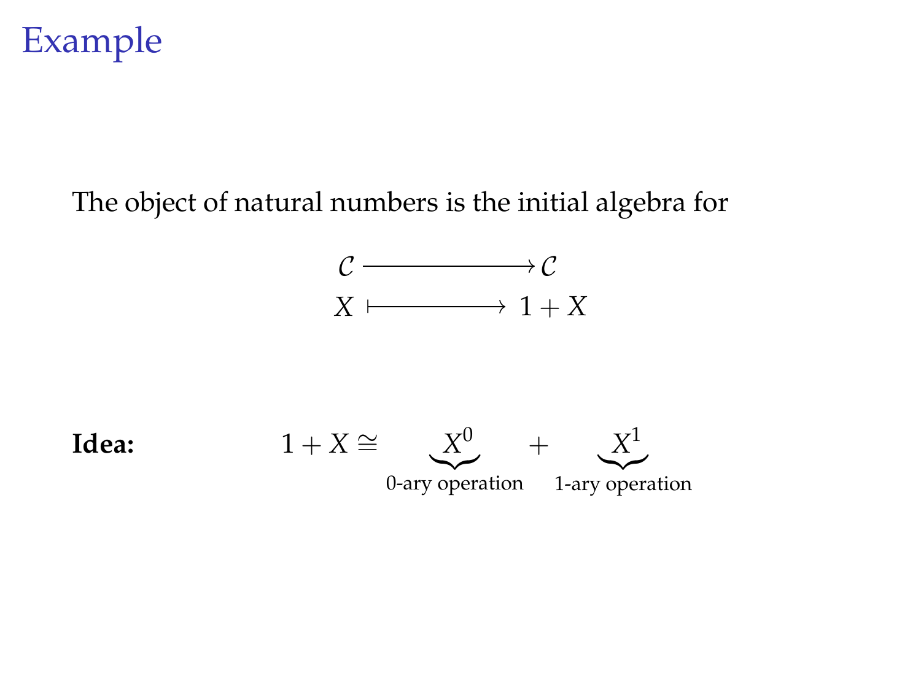# Example

The object of natural numbers is the initial algebra for

$$\begin{aligned} \mathcal{C} &\longrightarrow \mathcal{C} \\ X &\longmapsto 1 + X \end{aligned}$$

**Idea:**

$$1 + X \cong \underbrace{X^0}_{\text{0-ary operation}} + \underbrace{X^1}_{\text{1-ary operation}}$$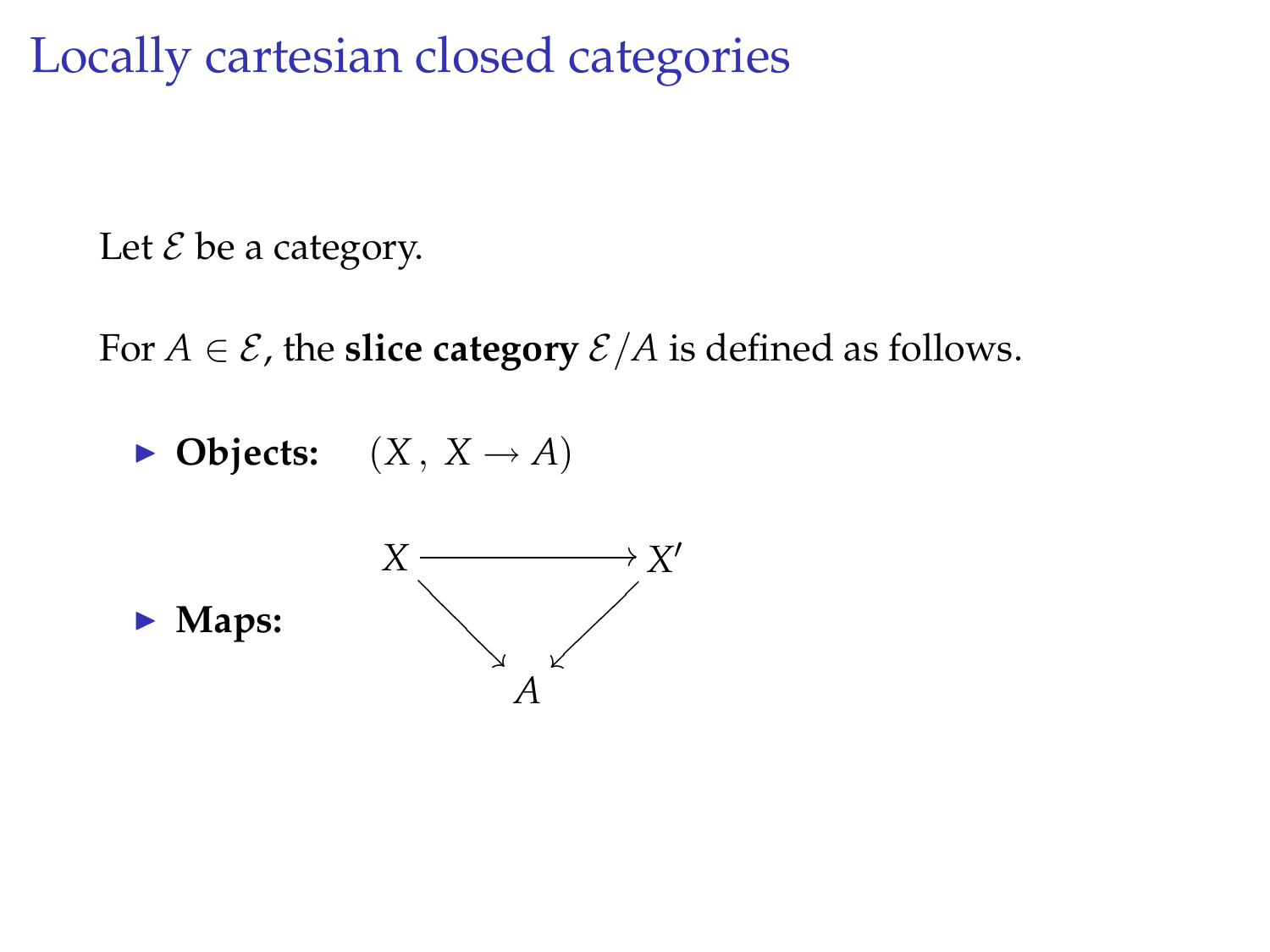# Locally cartesian closed categories

Let $\mathcal{E}$ be a category.

For $A \in \mathcal{E}$, the **slice category** $\mathcal{E}/A$ is defined as follows.

- **Objects:** $(X\,,\ X \to A)$
- **Maps:**

$$
\begin{array}{ccc}
X & \longrightarrow & X' \\
& \searrow \quad \swarrow & \\
& A &
\end{array}
$$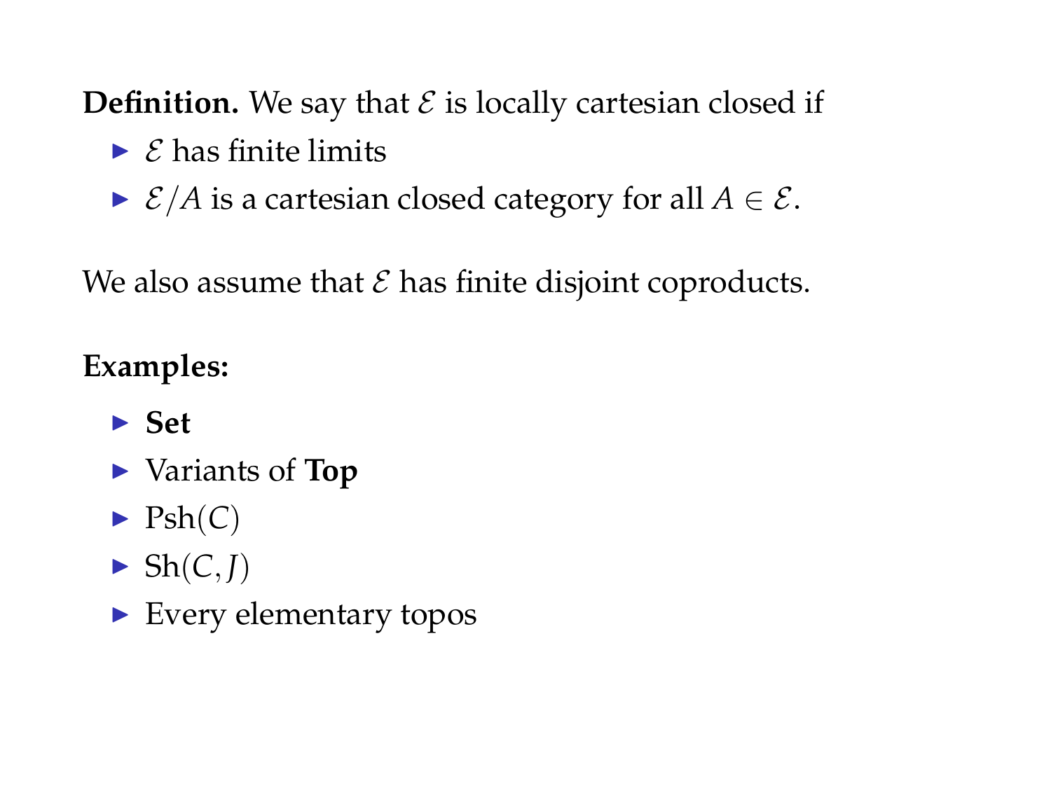**Definition.** We say that $\mathcal{E}$ is locally cartesian closed if

- $\mathcal{E}$ has finite limits
- $\mathcal{E}/A$ is a cartesian closed category for all $A \in \mathcal{E}$.

We also assume that $\mathcal{E}$ has finite disjoint coproducts.

**Examples:**

- **Set**
- Variants of **Top**
- $\mathrm{Psh}(C)$
- $\mathrm{Sh}(C, J)$
- Every elementary topos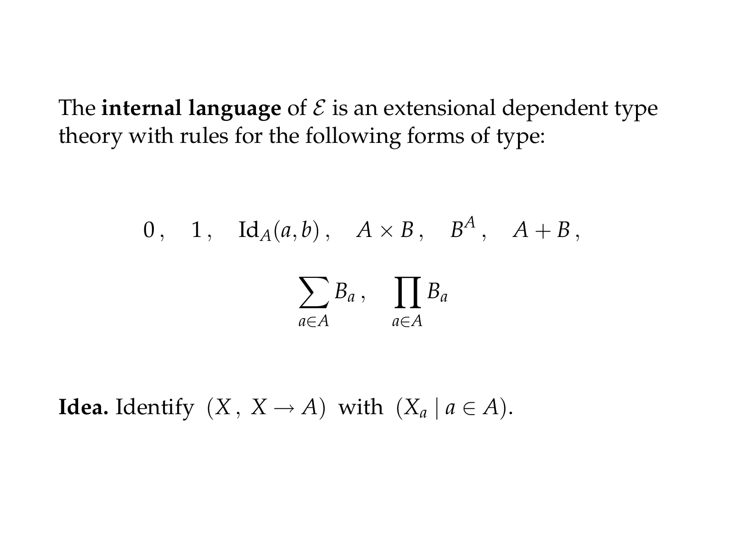The **internal language** of $\mathcal{E}$ is an extensional dependent type theory with rules for the following forms of type:

$$0\,, \quad 1\,, \quad \mathrm{Id}_A(a,b)\,, \quad A \times B\,, \quad B^A\,, \quad A + B\,,$$

$$\sum_{a \in A} B_a\,, \quad \prod_{a \in A} B_a$$

**Idea.** Identify $(X\,,\ X \to A)$ with $(X_a \mid a \in A)$.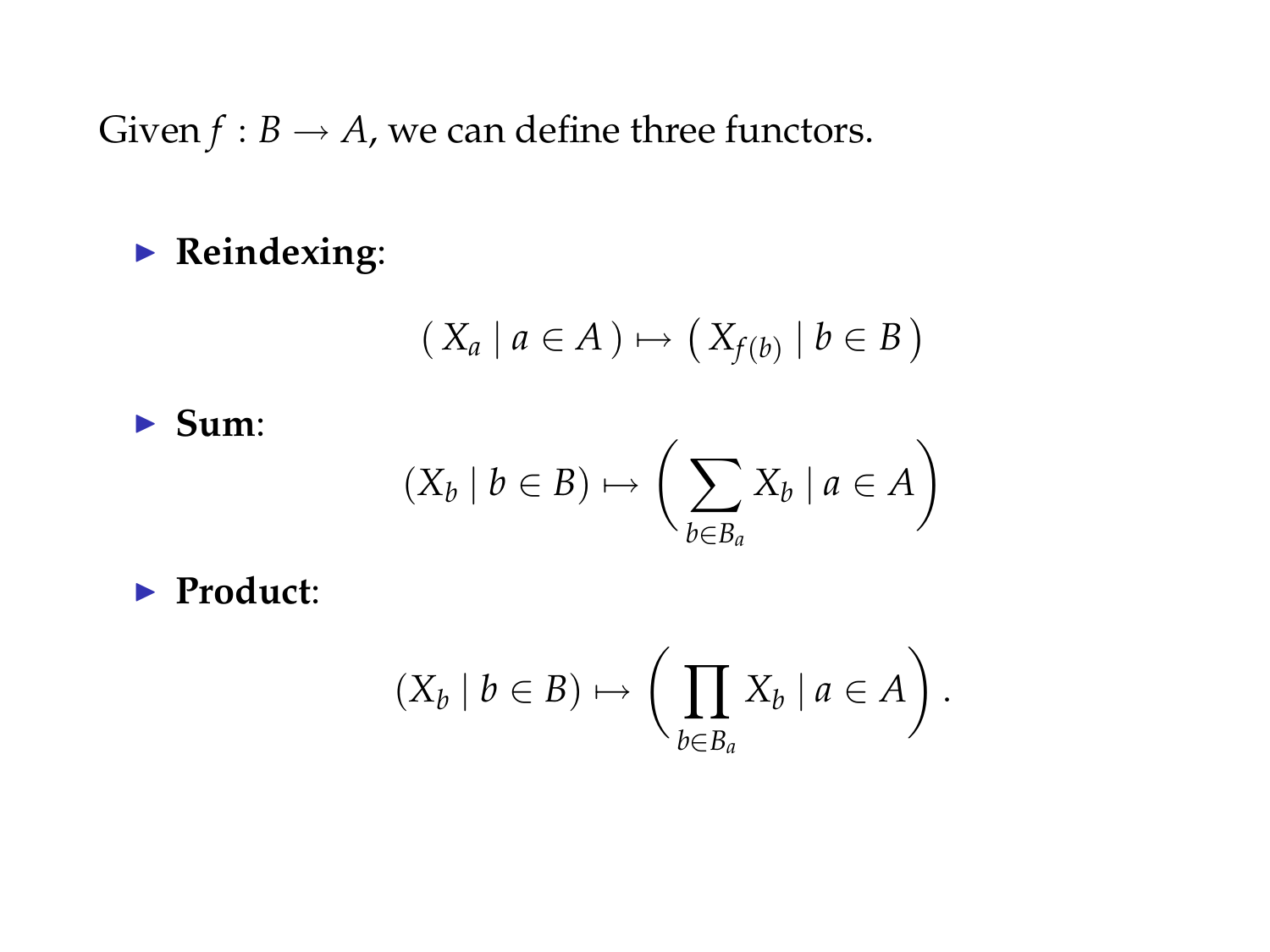Given $f : B \to A$, we can define three functors.

- **Reindexing**:

$$( X_a \mid a \in A ) \mapsto \left( X_{f(b)} \mid b \in B \right)$$

- **Sum**:

$$(X_b \mid b \in B) \mapsto \left( \sum_{b \in B_a} X_b \mid a \in A \right)$$

- **Product**:

$$(X_b \mid b \in B) \mapsto \left( \prod_{b \in B_a} X_b \mid a \in A \right).$$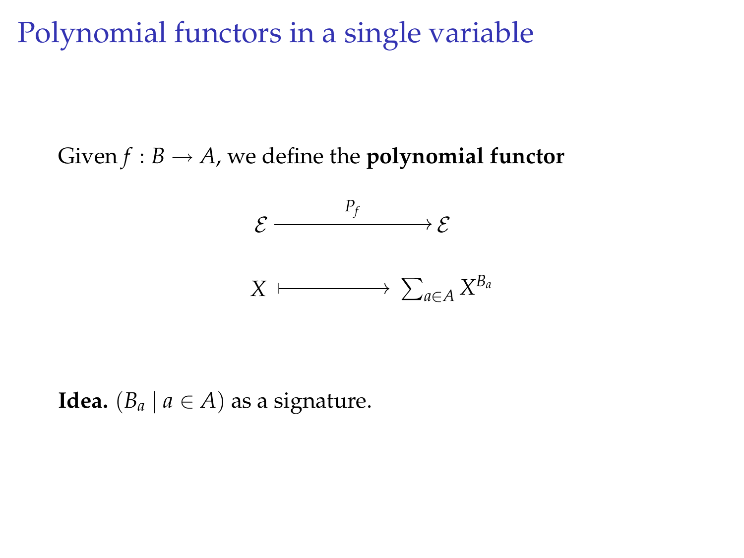# Polynomial functors in a single variable

Given $f : B \to A$, we define the **polynomial functor**

$$
\begin{array}{ccc}
\mathcal{E} & \xrightarrow{\quad P_f \quad} & \mathcal{E} \\[1em]
X & \longmapsto & \sum_{a \in A} X^{B_a}
\end{array}
$$

**Idea.** $(B_a \mid a \in A)$ as a signature.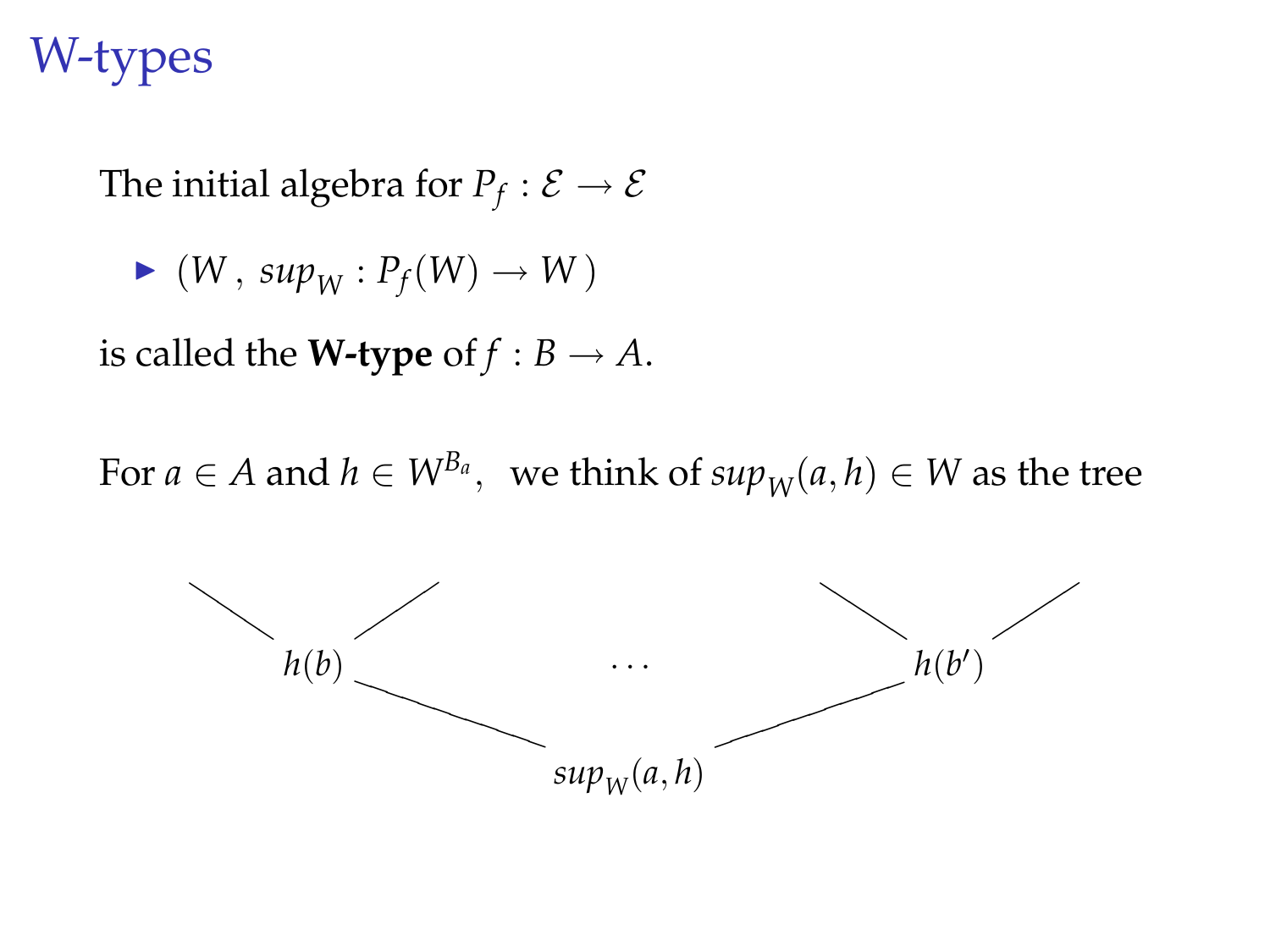# W-types

The initial algebra for $P_f : \mathcal{E} \to \mathcal{E}$

- $(W\,,\; sup_W : P_f(W) \to W\,)$

is called the **W-type** of $f : B \to A$.

For $a \in A$ and $h \in W^{B_a}$, we think of $sup_W(a,h) \in W$ as the tree

$$
\begin{array}{ccccc}
\diagdown\;\;\diagup & & & & \diagdown\;\;\diagup \\
h(b) & & \cdots & & h(b') \\
& \diagdown & & \diagup & \\
& & sup_W(a,h) & &
\end{array}
$$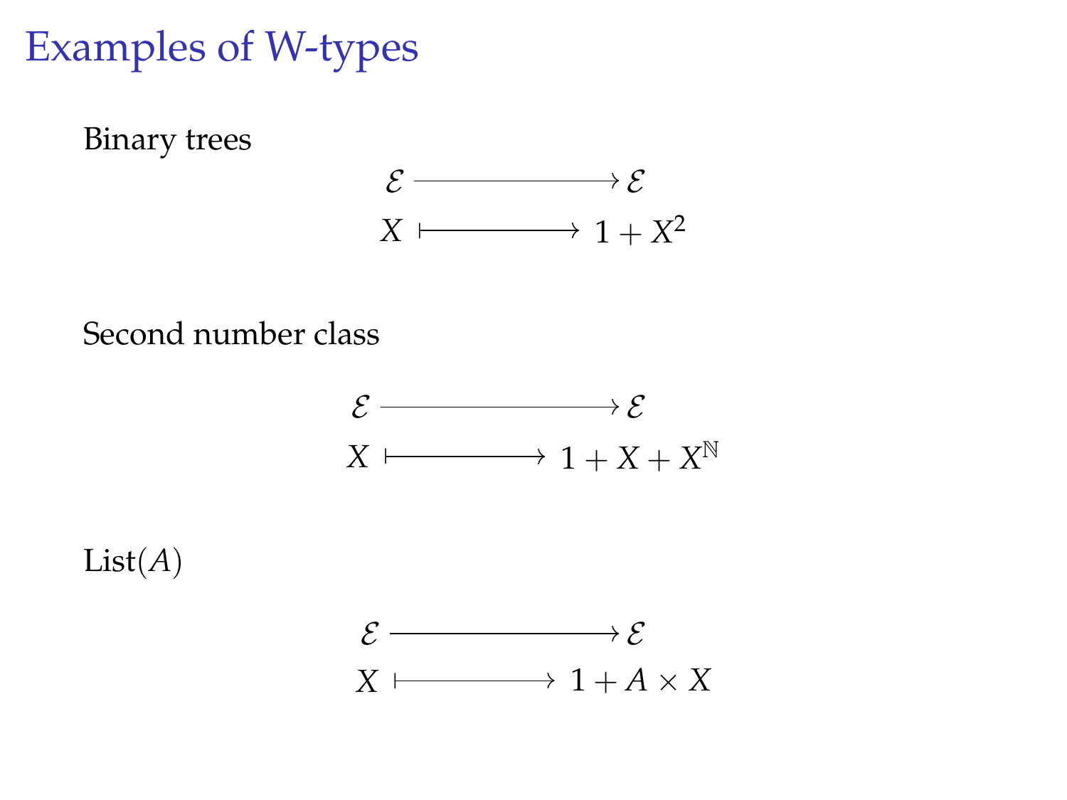# Examples of W-types

Binary trees

$$\begin{aligned} \mathcal{E} &\longrightarrow \mathcal{E} \\ X &\longmapsto 1 + X^2 \end{aligned}$$

Second number class

$$\begin{aligned} \mathcal{E} &\longrightarrow \mathcal{E} \\ X &\longmapsto 1 + X + X^{\mathbb{N}} \end{aligned}$$

List$(A)$

$$\begin{aligned} \mathcal{E} &\longrightarrow \mathcal{E} \\ X &\longmapsto 1 + A \times X \end{aligned}$$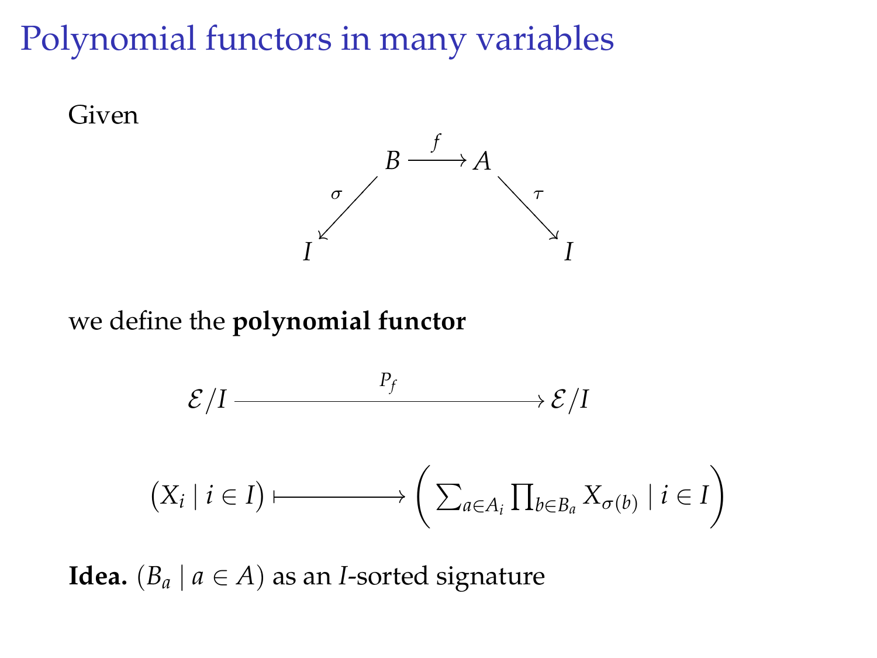# Polynomial functors in many variables

Given

$$
\begin{array}{ccccc}
 & B & \xrightarrow{f} & A & \\
 \swarrow^{\sigma} & & & & \searrow^{\tau} \\
I & & & & I
\end{array}
$$

we define the **polynomial functor**

$$
\mathcal{E}/I \xrightarrow{\quad P_f \quad} \mathcal{E}/I
$$

$$
\big(X_i \mid i \in I\big) \longmapsto \left( \textstyle\sum_{a \in A_i} \prod_{b \in B_a} X_{\sigma(b)} \mid i \in I \right)
$$

**Idea.** $(B_a \mid a \in A)$ as an $I$-sorted signature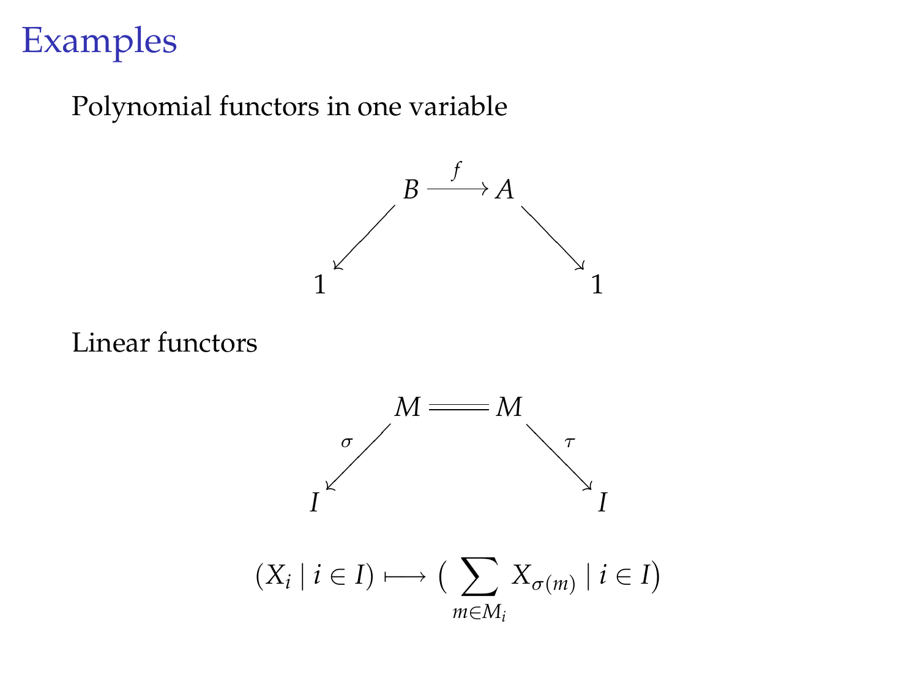# Examples

Polynomial functors in one variable

$$
\begin{array}{ccccc}
 & B & \xrightarrow{f} & A & \\
\swarrow & & & & \searrow \\
1 & & & & 1
\end{array}
$$

Linear functors

$$
\begin{array}{ccccc}
 & M & = & M & \\
{\scriptstyle\sigma}\swarrow & & & & \searrow{\scriptstyle\tau} \\
I & & & & I
\end{array}
$$

$$
(X_i \mid i \in I) \longmapsto \Big( \sum_{m \in M_i} X_{\sigma(m)} \mid i \in I \Big)
$$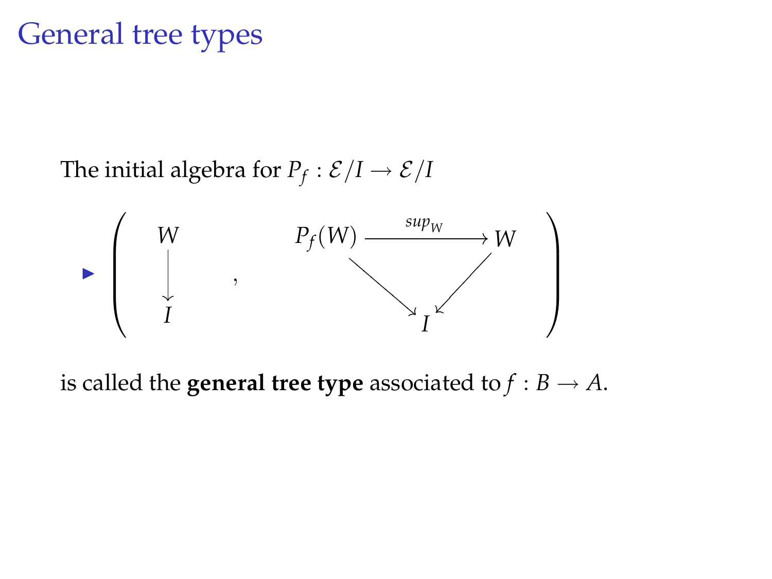# General tree types

The initial algebra for $P_f : \mathcal{E}/I \to \mathcal{E}/I$

- $$\left( \begin{array}{c} W \\ \downarrow \\ I \end{array} \quad , \quad \begin{array}{ccc} P_f(W) & \xrightarrow{sup_W} & W \\ & \searrow \quad \swarrow & \\ & I & \end{array} \right)$$

is called the **general tree type** associated to $f : B \to A$.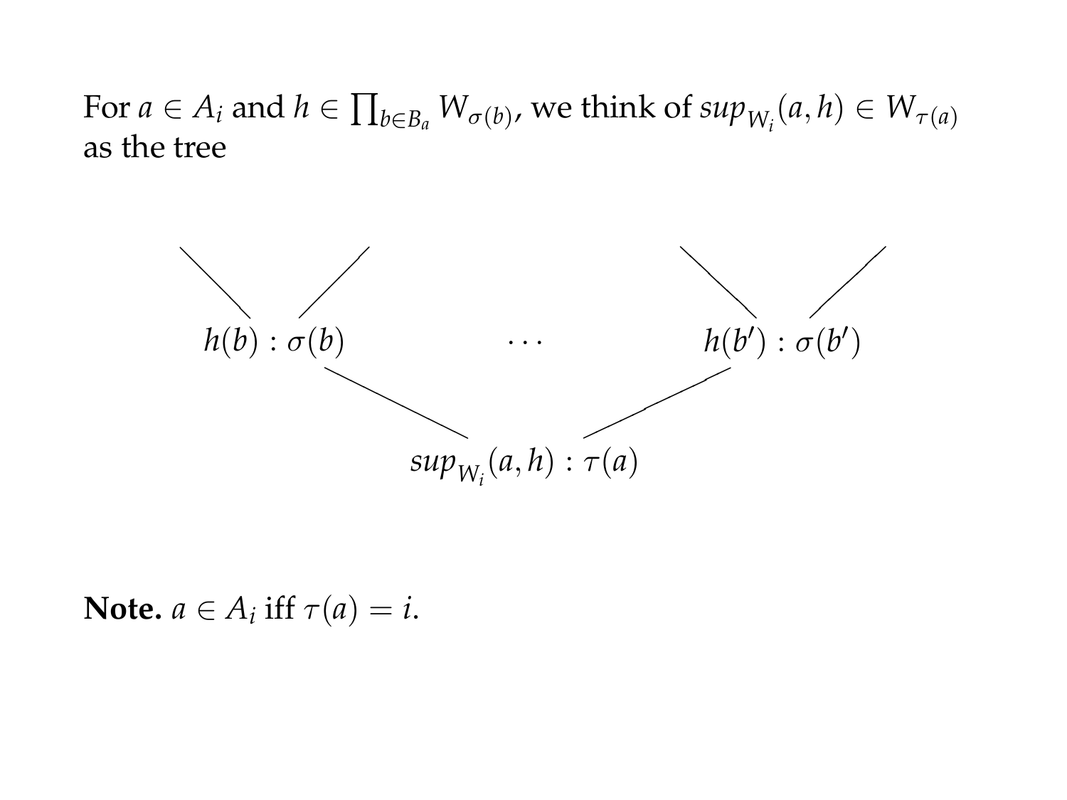For $a \in A_i$ and $h \in \prod_{b \in B_a} W_{\sigma(b)}$, we think of $sup_{W_i}(a, h) \in W_{\tau(a)}$ as the tree

$$h(b) : \sigma(b) \qquad \cdots \qquad h(b') : \sigma(b')$$

$$sup_{W_i}(a, h) : \tau(a)$$

**Note.** $a \in A_i$ iff $\tau(a) = i$.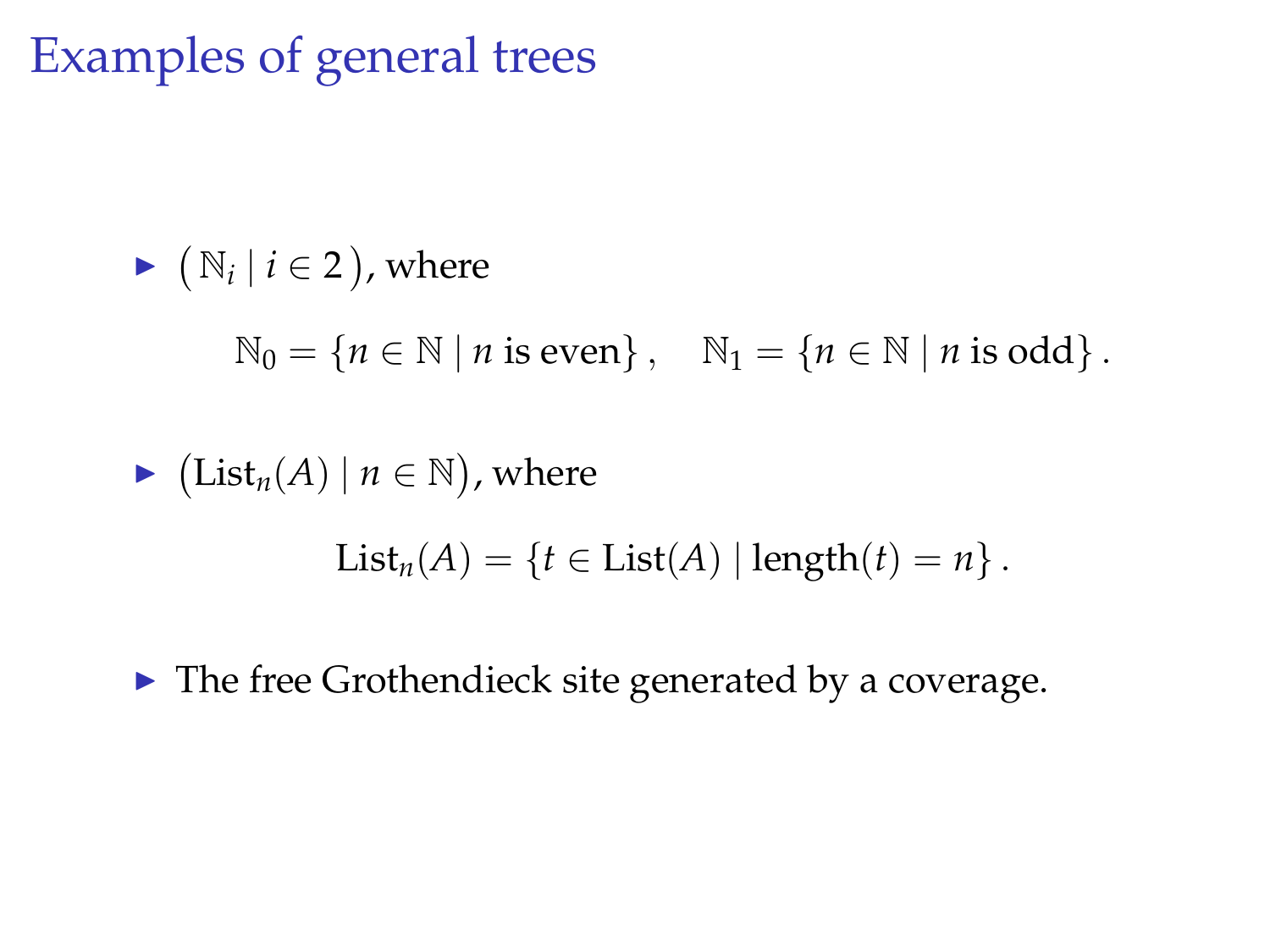# Examples of general trees

- $\big(\, \mathbb{N}_i \mid i \in 2 \,\big)$, where

$$\mathbb{N}_0 = \{n \in \mathbb{N} \mid n \text{ is even}\}\,, \quad \mathbb{N}_1 = \{n \in \mathbb{N} \mid n \text{ is odd}\}\,.$$

- $\big(\mathrm{List}_n(A) \mid n \in \mathbb{N}\big)$, where

$$\mathrm{List}_n(A) = \{t \in \mathrm{List}(A) \mid \mathrm{length}(t) = n\}\,.$$

- The free Grothendieck site generated by a coverage.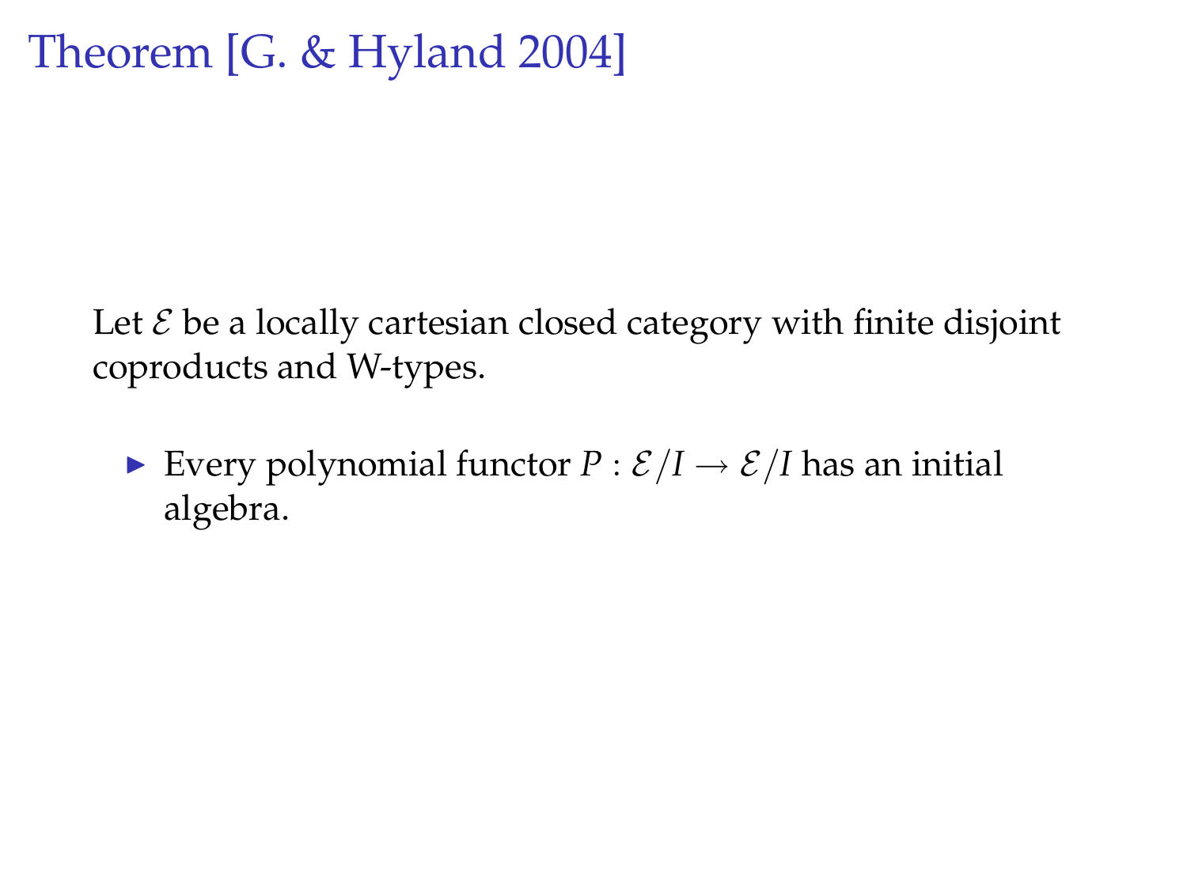# Theorem [G. & Hyland 2004]

Let $\mathcal{E}$ be a locally cartesian closed category with finite disjoint coproducts and W-types.

- Every polynomial functor $P : \mathcal{E}/I \to \mathcal{E}/I$ has an initial algebra.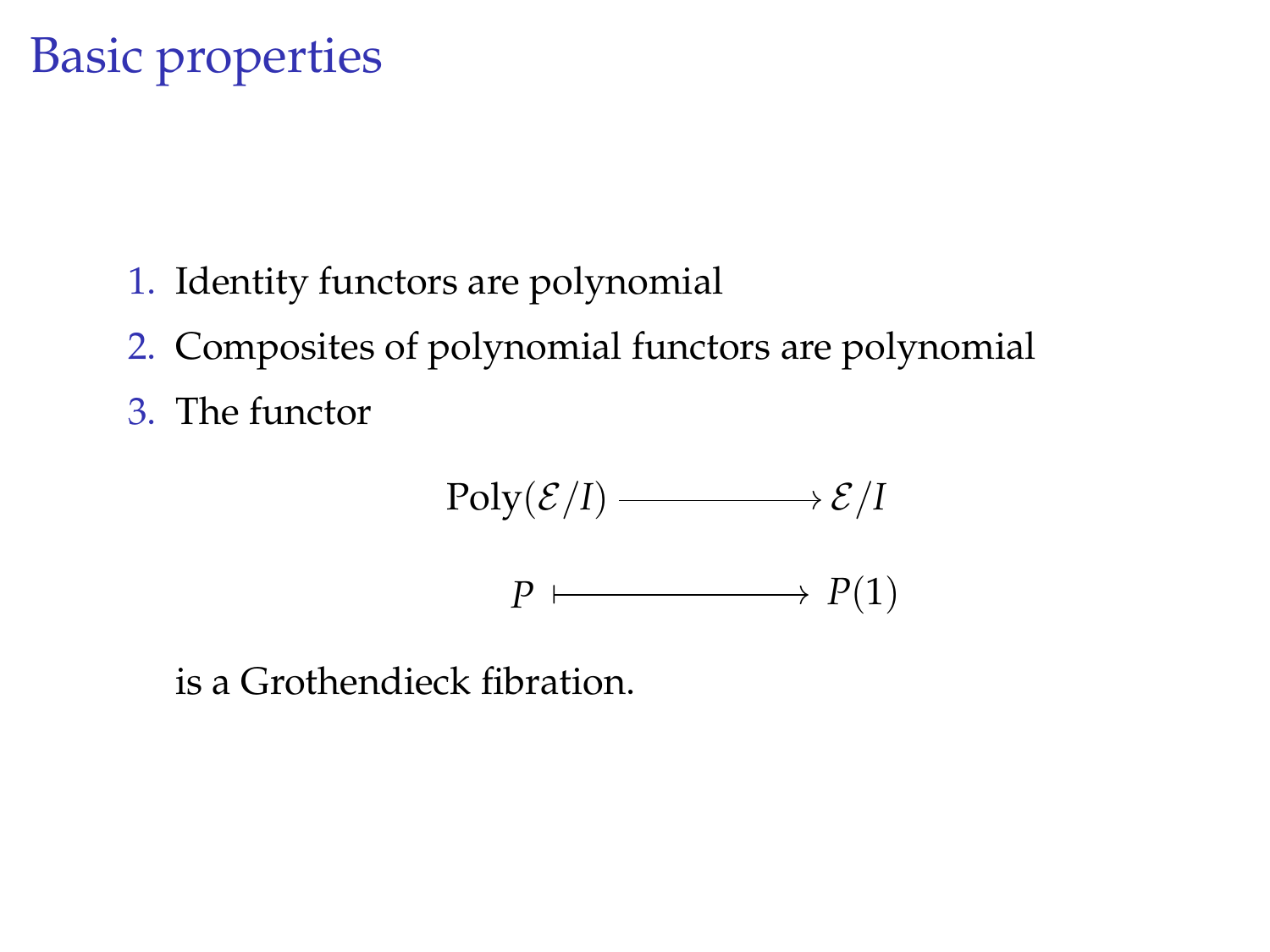# Basic properties

1. Identity functors are polynomial
2. Composites of polynomial functors are polynomial
3. The functor

$$
\begin{array}{ccc}
\mathrm{Poly}(\mathcal{E}/I) & \longrightarrow & \mathcal{E}/I \\
P & \longmapsto & P(1)
\end{array}
$$

   is a Grothendieck fibration.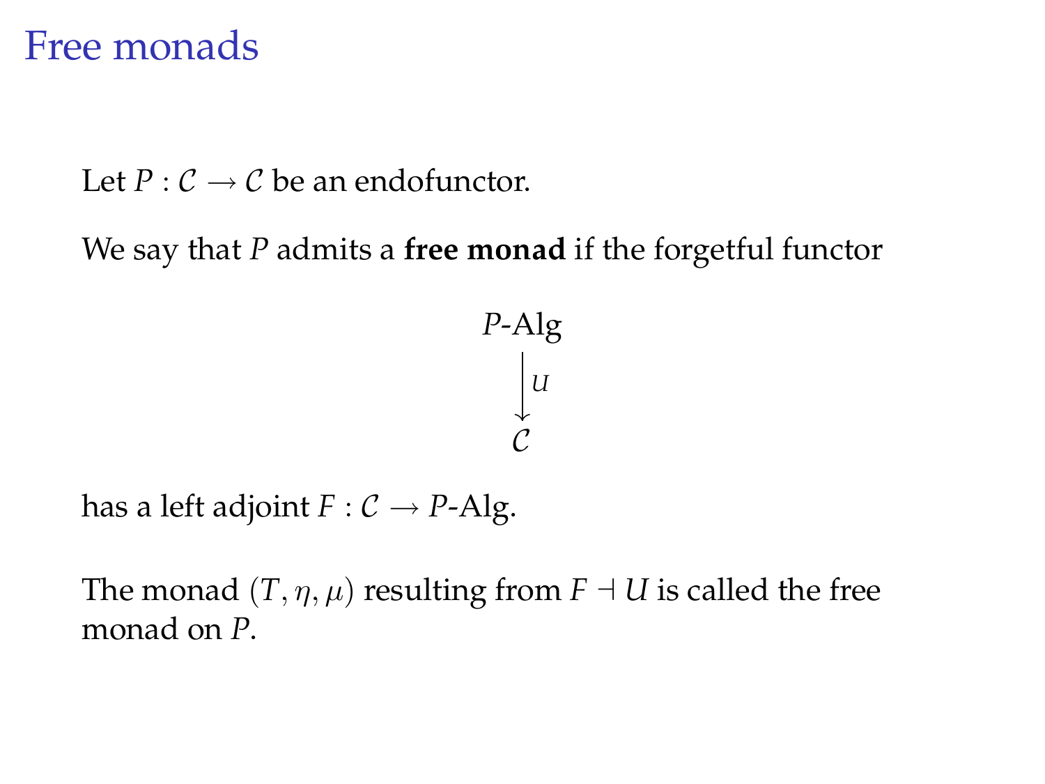# Free monads

Let $P : \mathcal{C} \to \mathcal{C}$ be an endofunctor.

We say that $P$ admits a **free monad** if the forgetful functor

$$\begin{array}{c} P\text{-Alg} \\ \Big\downarrow{\scriptstyle U} \\ \mathcal{C} \end{array}$$

has a left adjoint $F : \mathcal{C} \to P\text{-Alg}$.

The monad $(T, \eta, \mu)$ resulting from $F \dashv U$ is called the free monad on $P$.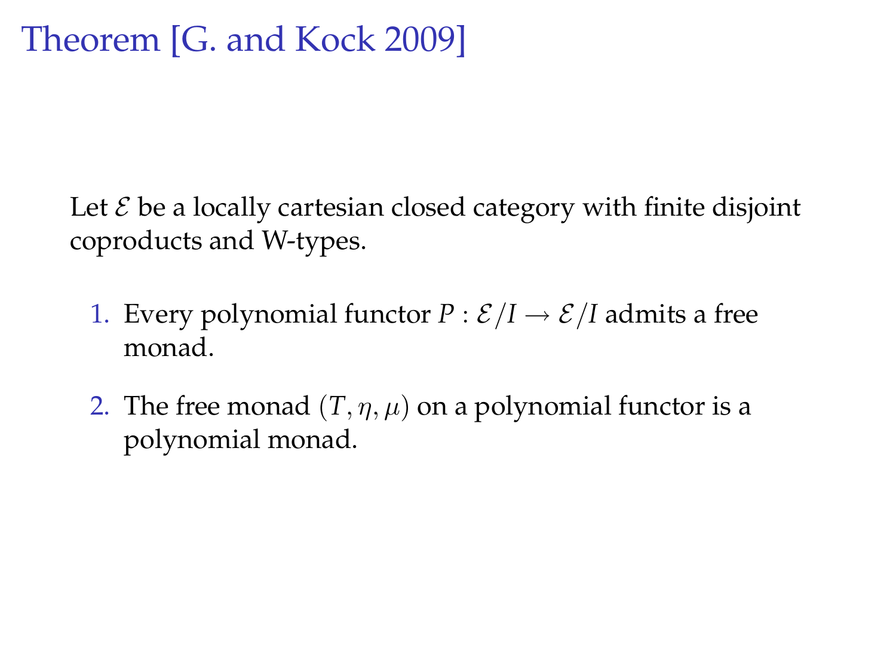# Theorem [G. and Kock 2009]

Let $\mathcal{E}$ be a locally cartesian closed category with finite disjoint coproducts and W-types.

1. Every polynomial functor $P : \mathcal{E}/I \to \mathcal{E}/I$ admits a free monad.
2. The free monad $(T, \eta, \mu)$ on a polynomial functor is a polynomial monad.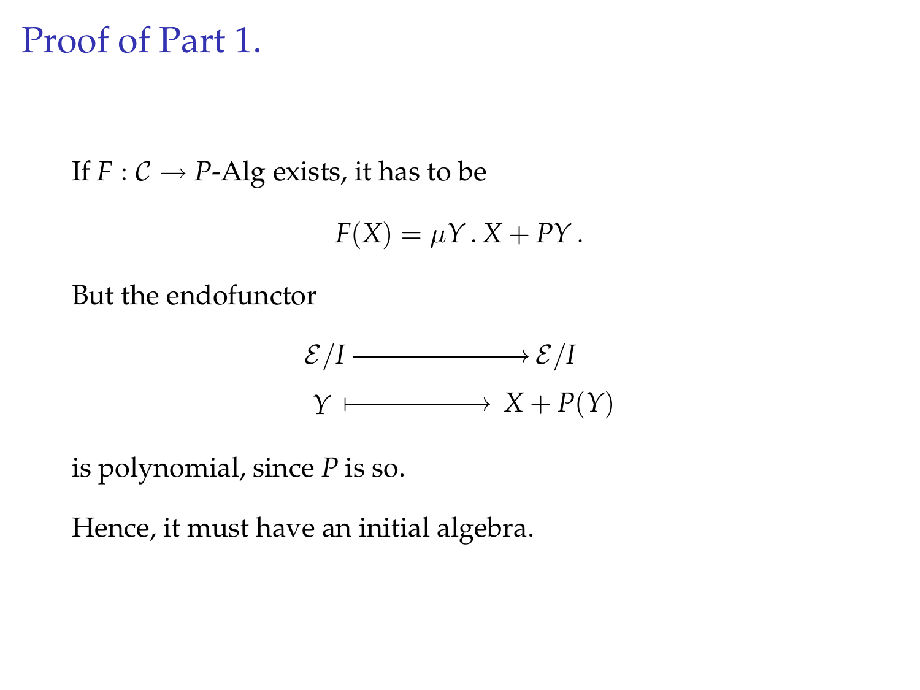# Proof of Part 1.

If $F : \mathcal{C} \to P$-Alg exists, it has to be

$$F(X) = \mu Y \,.\, X + PY \,.$$

But the endofunctor

$$\begin{array}{ccc} \mathcal{E}/I & \longrightarrow & \mathcal{E}/I \\ Y & \longmapsto & X + P(Y) \end{array}$$

is polynomial, since $P$ is so.

Hence, it must have an initial algebra.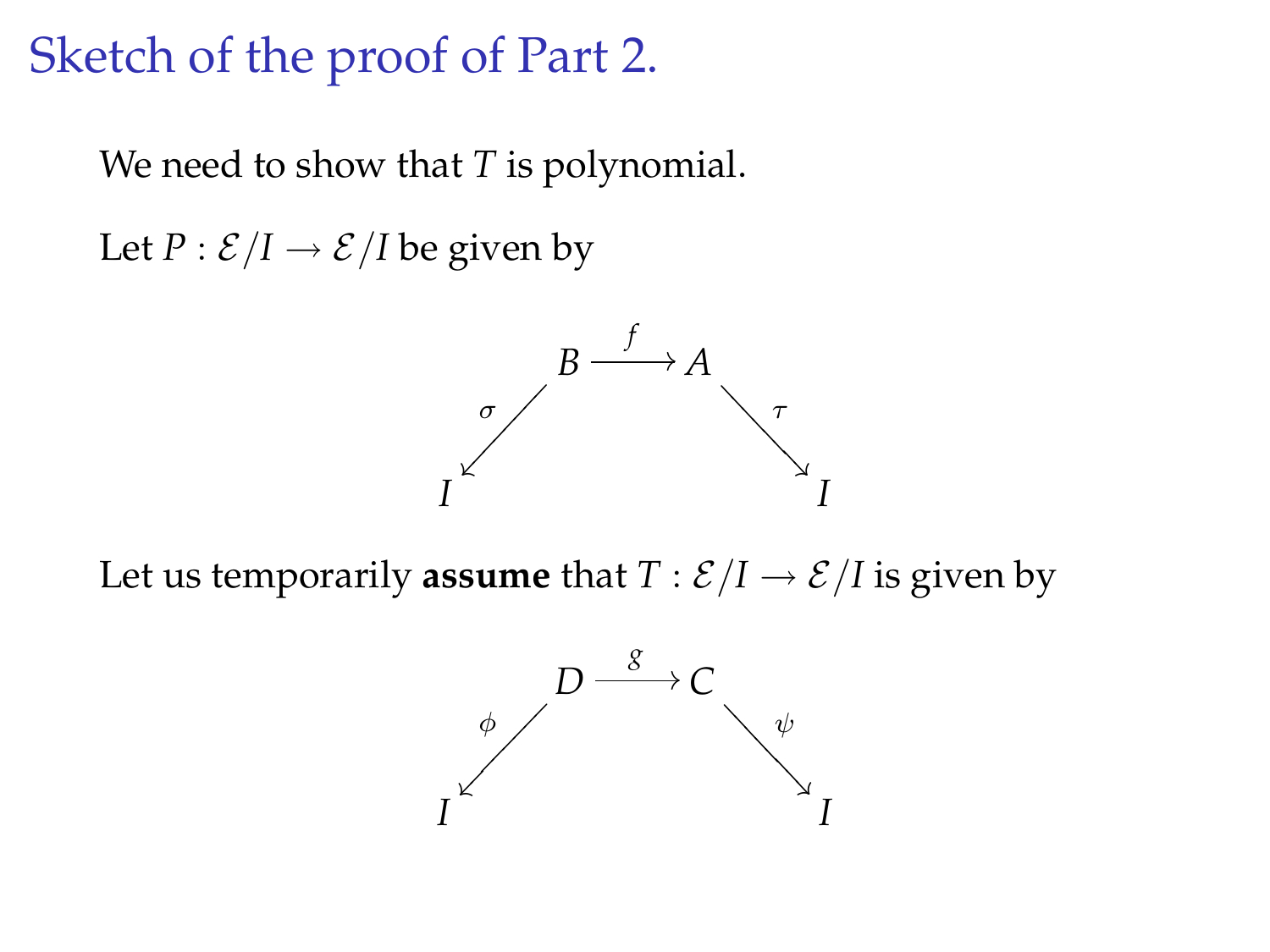# Sketch of the proof of Part 2.

We need to show that $T$ is polynomial.

Let $P : \mathcal{E}/I \to \mathcal{E}/I$ be given by

$$
\begin{array}{ccccc}
 & B & \xrightarrow{f} & A & \\
 {\scriptstyle\sigma}\swarrow & & & & \searrow{\scriptstyle\tau} \\
I & & & & I
\end{array}
$$

Let us temporarily **assume** that $T : \mathcal{E}/I \to \mathcal{E}/I$ is given by

$$
\begin{array}{ccccc}
 & D & \xrightarrow{g} & C & \\
 {\scriptstyle\phi}\swarrow & & & & \searrow{\scriptstyle\psi} \\
I & & & & I
\end{array}
$$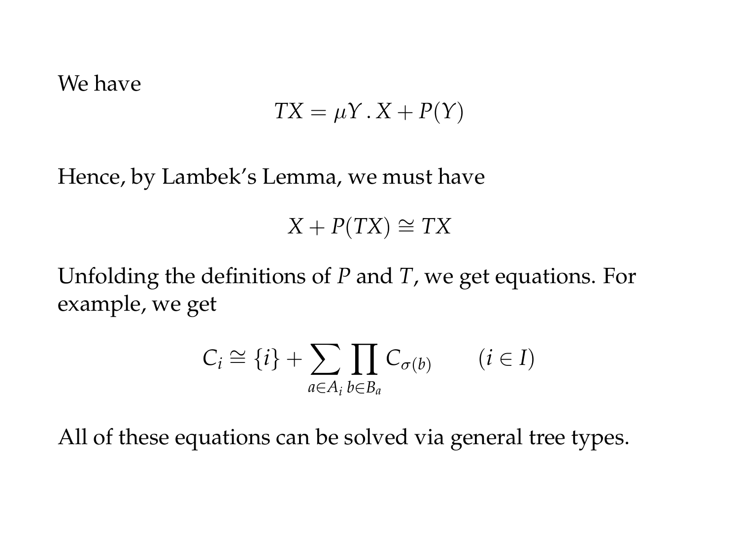We have

$$TX = \mu Y \,.\, X + P(Y)$$

Hence, by Lambek's Lemma, we must have

$$X + P(TX) \cong TX$$

Unfolding the definitions of $P$ and $T$, we get equations. For example, we get

$$C_i \cong \{i\} + \sum_{a \in A_i} \prod_{b \in B_a} C_{\sigma(b)} \qquad (i \in I)$$

All of these equations can be solved via general tree types.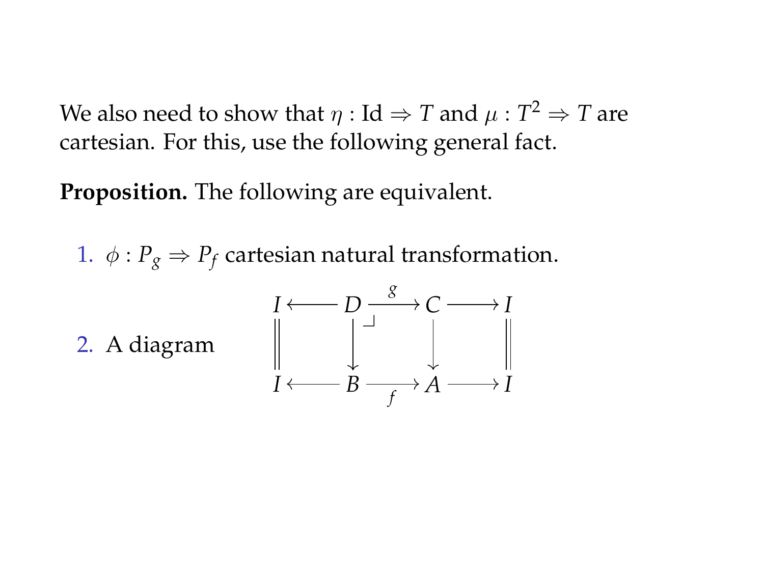We also need to show that $\eta : \mathrm{Id} \Rightarrow T$ and $\mu : T^2 \Rightarrow T$ are cartesian. For this, use the following general fact.

**Proposition.** The following are equivalent.

1. $\phi : P_g \Rightarrow P_f$ cartesian natural transformation.
2. A diagram

$$
\begin{array}{ccccccc}
I & \longleftarrow & D & \xrightarrow{\;g\;} & C & \longrightarrow & I \\
\| & & \downarrow & \lrcorner & \downarrow & & \| \\
I & \longleftarrow & B & \xrightarrow[\;f\;]{} & A & \longrightarrow & I
\end{array}
$$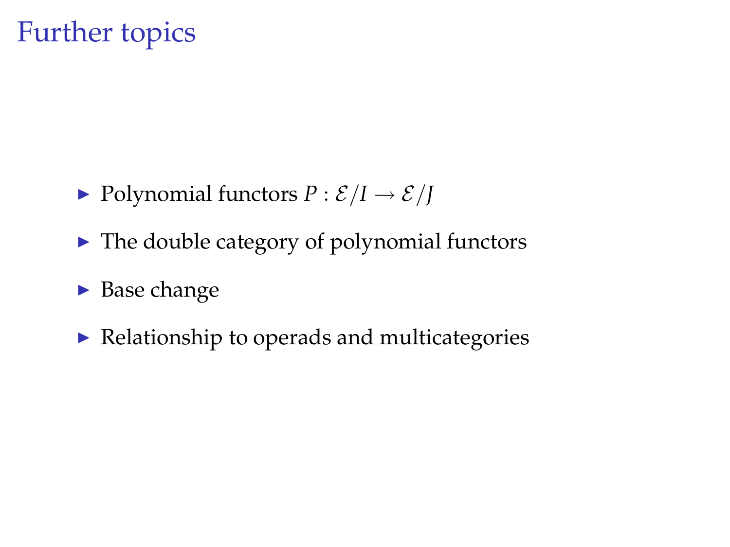# Further topics

- Polynomial functors $P : \mathcal{E}/I \to \mathcal{E}/J$
- The double category of polynomial functors
- Base change
- Relationship to operads and multicategories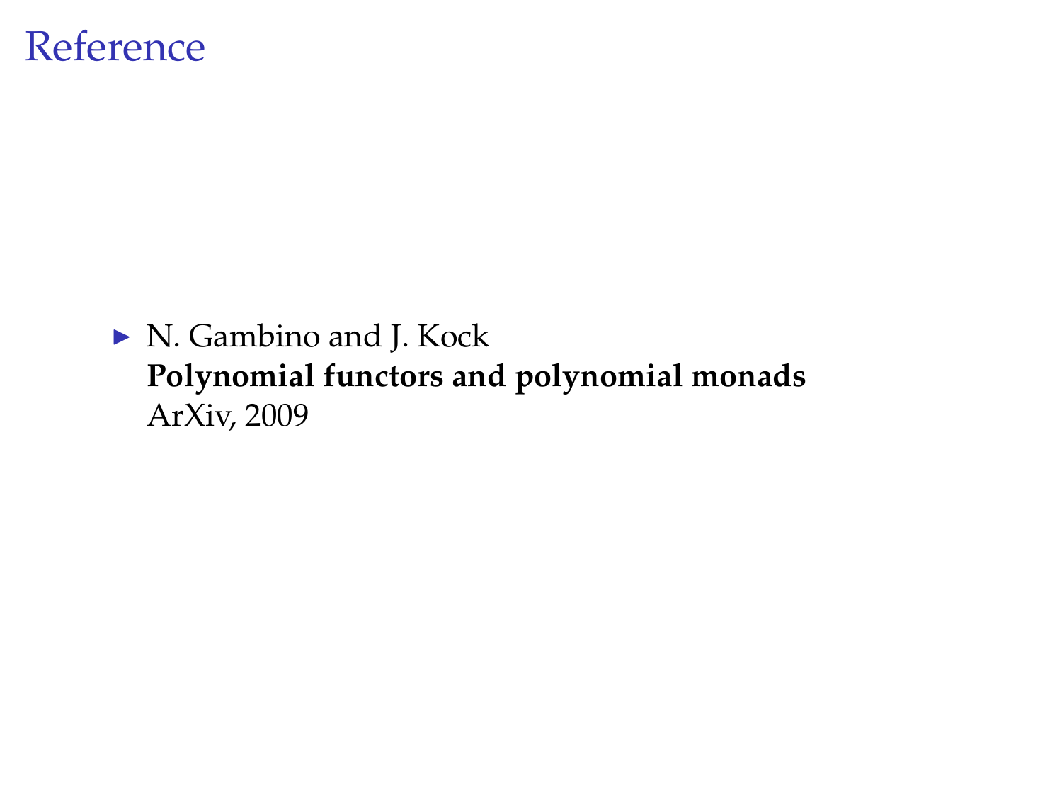# Reference

- N. Gambino and J. Kock
  **Polynomial functors and polynomial monads**
  ArXiv, 2009